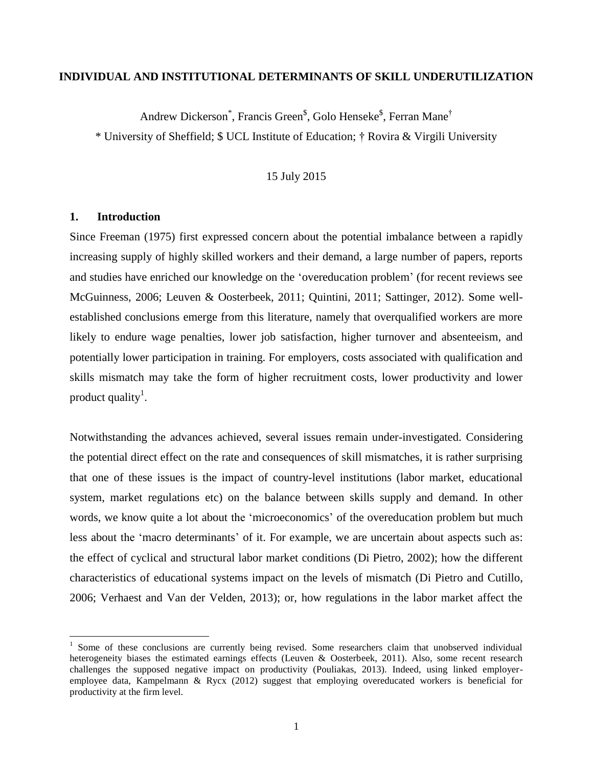# INDIVIDUAL AND INSTITUTIONAL DETERMINANTS OF SKILL UNDERUTILIZATION

Andrew Dickerson[*], Francis Green[$], Golo Henseke[$], Ferran Mane[†]

[*] University of Sheffield; [$] UCL Institute of Education; [†] Rovira & Virgili University

15 July 2015

## 1. Introduction

Since Freeman (1975) first expressed concern about the potential imbalance between a rapidly increasing supply of highly skilled workers and their demand, a large number of papers, reports and studies have enriched our knowledge on the 'overeducation problem' (for recent reviews see McGuinness, 2006; Leuven & Oosterbeek, 2011; Quintini, 2011; Sattinger, 2012). Some well-established conclusions emerge from this literature, namely that overqualified workers are more likely to endure wage penalties, lower job satisfaction, higher turnover and absenteeism, and potentially lower participation in training. For employers, costs associated with qualification and skills mismatch may take the form of higher recruitment costs, lower productivity and lower product quality[1].

Notwithstanding the advances achieved, several issues remain under-investigated. Considering the potential direct effect on the rate and consequences of skill mismatches, it is rather surprising that one of these issues is the impact of country-level institutions (labor market, educational system, market regulations etc) on the balance between skills supply and demand. In other words, we know quite a lot about the 'microeconomics' of the overeducation problem but much less about the 'macro determinants' of it. For example, we are uncertain about aspects such as: the effect of cyclical and structural labor market conditions (Di Pietro, 2002); how the different characteristics of educational systems impact on the levels of mismatch (Di Pietro and Cutillo, 2006; Verhaest and Van der Velden, 2013); or, how regulations in the labor market affect the

[1] Some of these conclusions are currently being revised. Some researchers claim that unobserved individual heterogeneity biases the estimated earnings effects (Leuven & Oosterbeek, 2011). Also, some recent research challenges the supposed negative impact on productivity (Pouliakas, 2013). Indeed, using linked employer-employee data, Kampelmann & Rycx (2012) suggest that employing overeducated workers is beneficial for productivity at the firm level.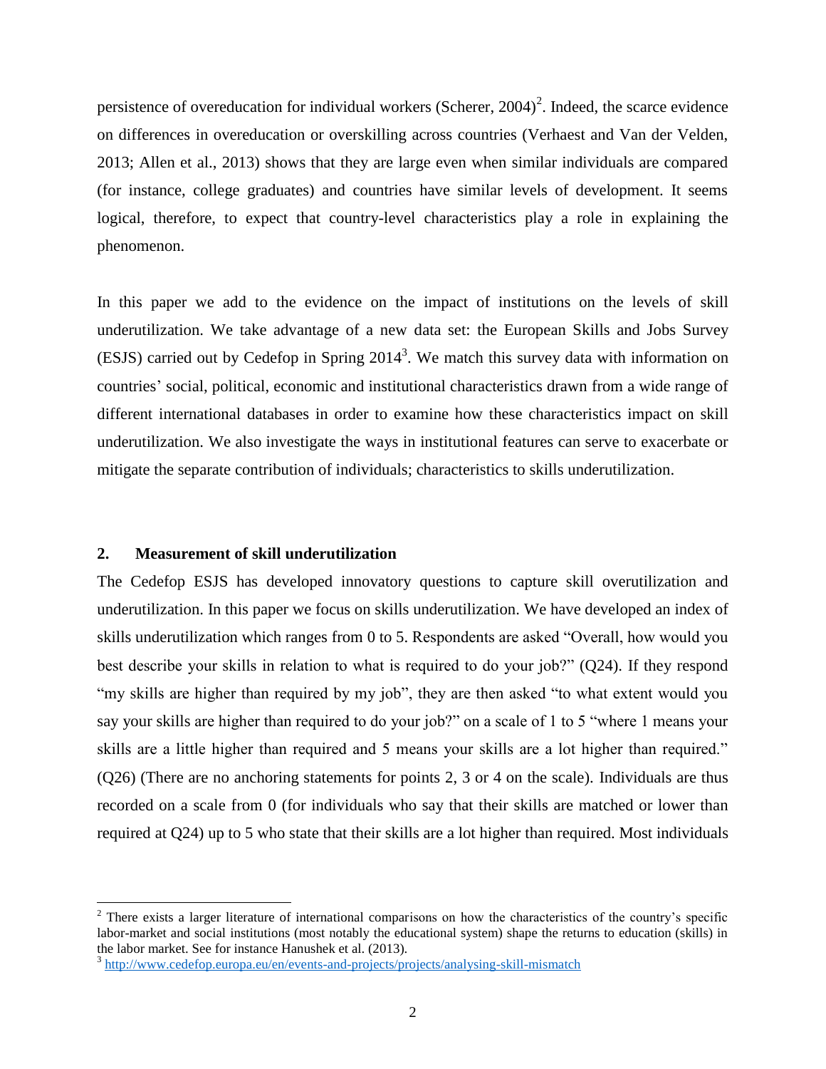persistence of overeducation for individual workers (Scherer, 2004)[2]. Indeed, the scarce evidence on differences in overeducation or overskilling across countries (Verhaest and Van der Velden, 2013; Allen et al., 2013) shows that they are large even when similar individuals are compared (for instance, college graduates) and countries have similar levels of development. It seems logical, therefore, to expect that country-level characteristics play a role in explaining the phenomenon.

In this paper we add to the evidence on the impact of institutions on the levels of skill underutilization. We take advantage of a new data set: the European Skills and Jobs Survey (ESJS) carried out by Cedefop in Spring 2014[3]. We match this survey data with information on countries' social, political, economic and institutional characteristics drawn from a wide range of different international databases in order to examine how these characteristics impact on skill underutilization. We also investigate the ways in institutional features can serve to exacerbate or mitigate the separate contribution of individuals; characteristics to skills underutilization.

## 2. Measurement of skill underutilization

The Cedefop ESJS has developed innovatory questions to capture skill overutilization and underutilization. In this paper we focus on skills underutilization. We have developed an index of skills underutilization which ranges from 0 to 5. Respondents are asked "Overall, how would you best describe your skills in relation to what is required to do your job?" (Q24). If they respond "my skills are higher than required by my job", they are then asked "to what extent would you say your skills are higher than required to do your job?" on a scale of 1 to 5 "where 1 means your skills are a little higher than required and 5 means your skills are a lot higher than required." (Q26) (There are no anchoring statements for points 2, 3 or 4 on the scale). Individuals are thus recorded on a scale from 0 (for individuals who say that their skills are matched or lower than required at Q24) up to 5 who state that their skills are a lot higher than required. Most individuals

---

[2] There exists a larger literature of international comparisons on how the characteristics of the country's specific labor-market and social institutions (most notably the educational system) shape the returns to education (skills) in the labor market. See for instance Hanushek et al. (2013).

[3] http://www.cedefop.europa.eu/en/events-and-projects/projects/analysing-skill-mismatch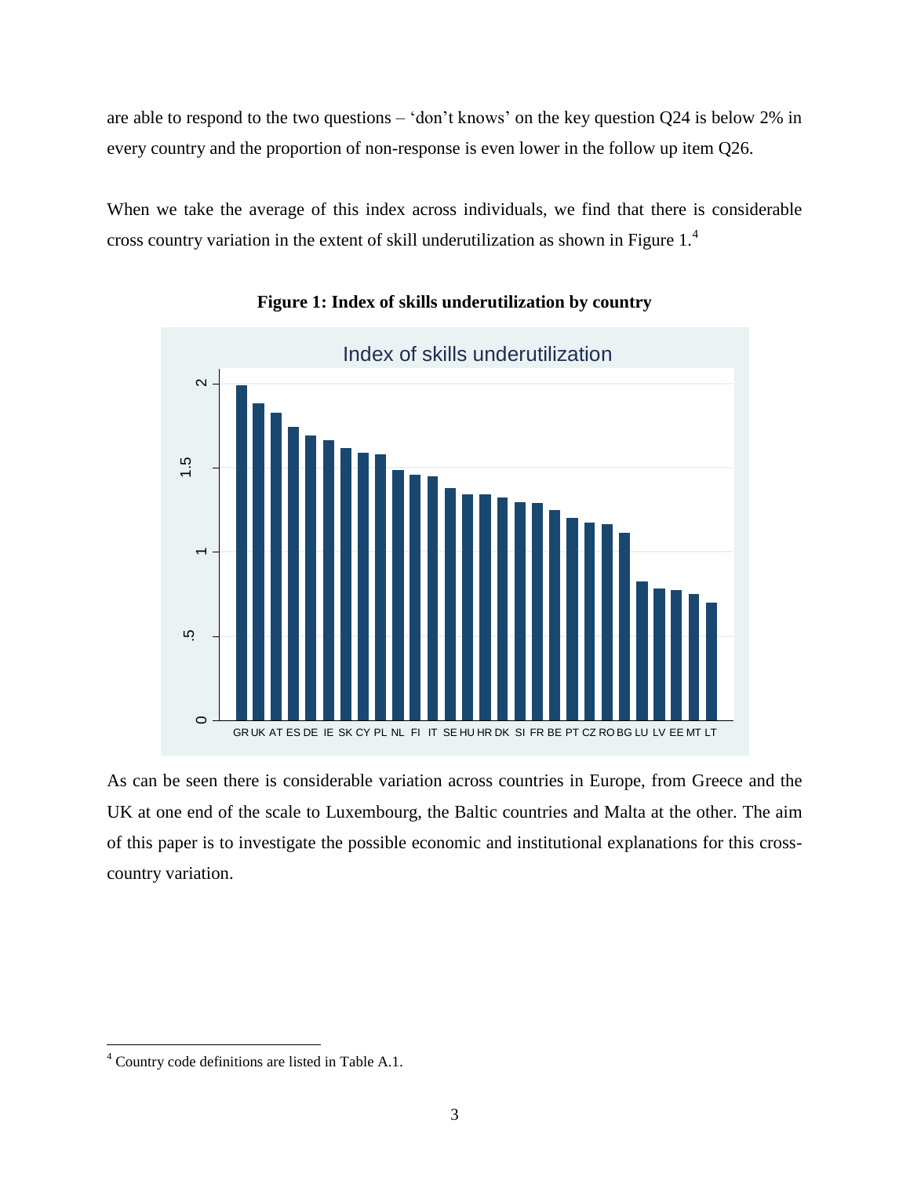are able to respond to the two questions – 'don't knows' on the key question Q24 is below 2% in every country and the proportion of non-response is even lower in the follow up item Q26.

When we take the average of this index across individuals, we find that there is considerable cross country variation in the extent of skill underutilization as shown in Figure 1.[4]

**Figure 1: Index of skills underutilization by country**

As can be seen there is considerable variation across countries in Europe, from Greece and the UK at one end of the scale to Luxembourg, the Baltic countries and Malta at the other. The aim of this paper is to investigate the possible economic and institutional explanations for this cross-country variation.

---

[4] Country code definitions are listed in Table A.1.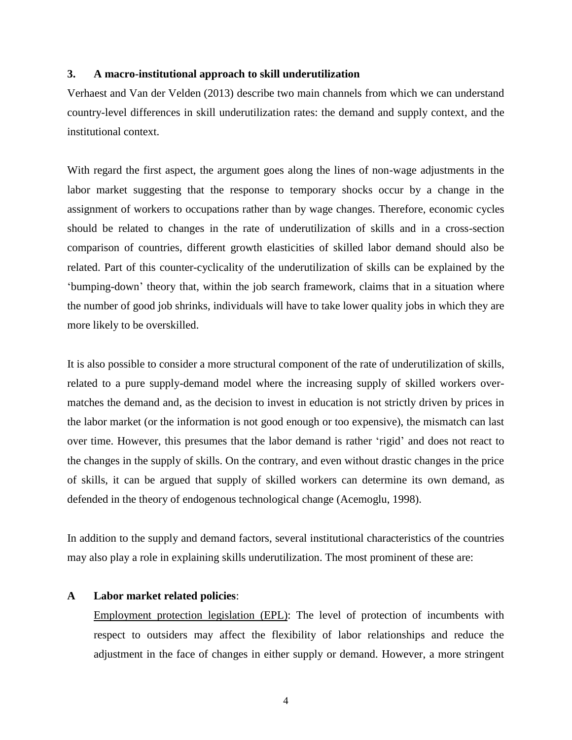## 3. A macro-institutional approach to skill underutilization

Verhaest and Van der Velden (2013) describe two main channels from which we can understand country-level differences in skill underutilization rates: the demand and supply context, and the institutional context.

With regard the first aspect, the argument goes along the lines of non-wage adjustments in the labor market suggesting that the response to temporary shocks occur by a change in the assignment of workers to occupations rather than by wage changes. Therefore, economic cycles should be related to changes in the rate of underutilization of skills and in a cross-section comparison of countries, different growth elasticities of skilled labor demand should also be related. Part of this counter-cyclicality of the underutilization of skills can be explained by the 'bumping-down' theory that, within the job search framework, claims that in a situation where the number of good job shrinks, individuals will have to take lower quality jobs in which they are more likely to be overskilled.

It is also possible to consider a more structural component of the rate of underutilization of skills, related to a pure supply-demand model where the increasing supply of skilled workers over-matches the demand and, as the decision to invest in education is not strictly driven by prices in the labor market (or the information is not good enough or too expensive), the mismatch can last over time. However, this presumes that the labor demand is rather 'rigid' and does not react to the changes in the supply of skills. On the contrary, and even without drastic changes in the price of skills, it can be argued that supply of skilled workers can determine its own demand, as defended in the theory of endogenous technological change (Acemoglu, 1998).

In addition to the supply and demand factors, several institutional characteristics of the countries may also play a role in explaining skills underutilization. The most prominent of these are:

**A Labor market related policies**:

Employment protection legislation (EPL): The level of protection of incumbents with respect to outsiders may affect the flexibility of labor relationships and reduce the adjustment in the face of changes in either supply or demand. However, a more stringent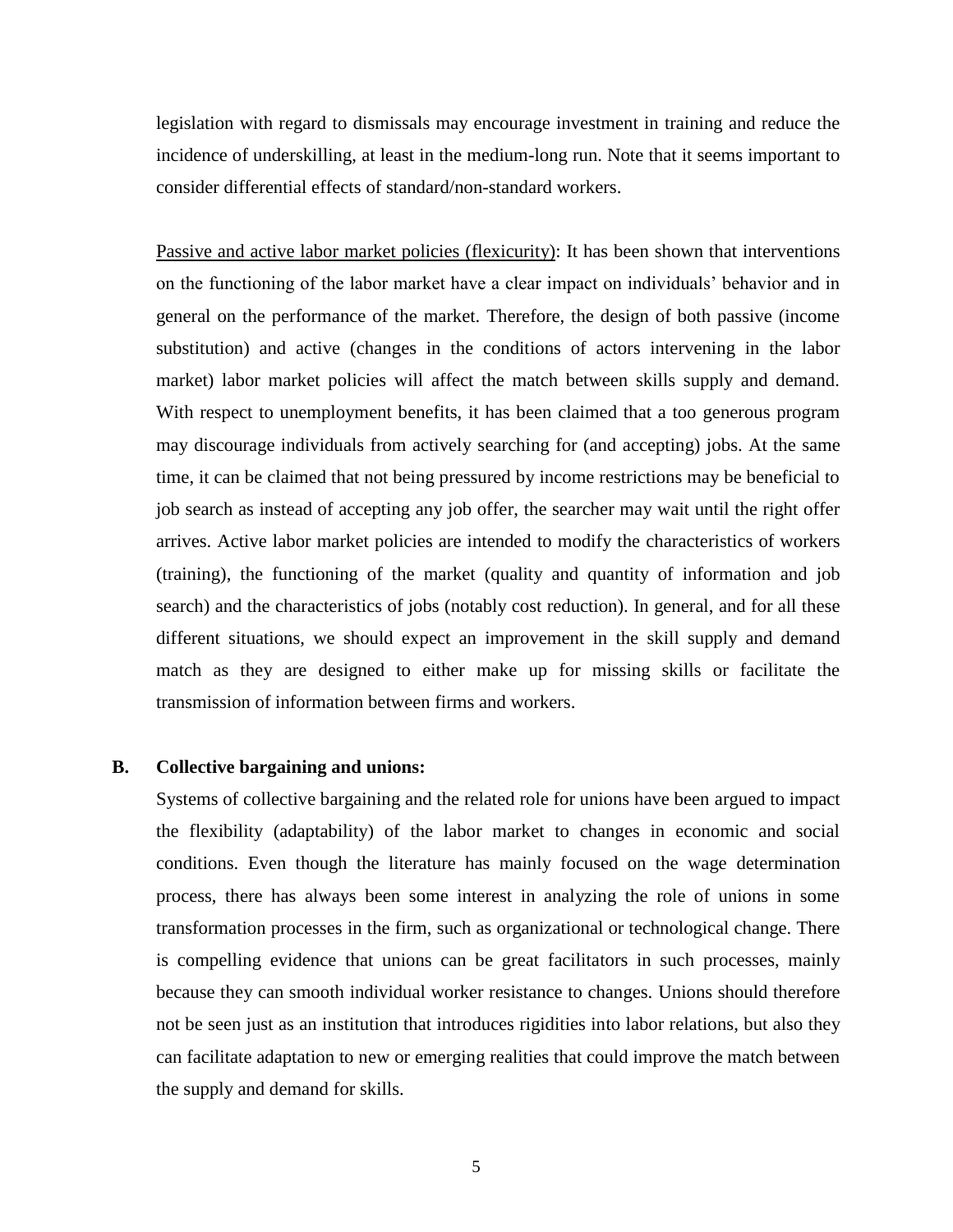legislation with regard to dismissals may encourage investment in training and reduce the incidence of underskilling, at least in the medium-long run. Note that it seems important to consider differential effects of standard/non-standard workers.

<u>Passive and active labor market policies (flexicurity)</u>: It has been shown that interventions on the functioning of the labor market have a clear impact on individuals' behavior and in general on the performance of the market. Therefore, the design of both passive (income substitution) and active (changes in the conditions of actors intervening in the labor market) labor market policies will affect the match between skills supply and demand. With respect to unemployment benefits, it has been claimed that a too generous program may discourage individuals from actively searching for (and accepting) jobs. At the same time, it can be claimed that not being pressured by income restrictions may be beneficial to job search as instead of accepting any job offer, the searcher may wait until the right offer arrives. Active labor market policies are intended to modify the characteristics of workers (training), the functioning of the market (quality and quantity of information and job search) and the characteristics of jobs (notably cost reduction). In general, and for all these different situations, we should expect an improvement in the skill supply and demand match as they are designed to either make up for missing skills or facilitate the transmission of information between firms and workers.

**B. Collective bargaining and unions:**

Systems of collective bargaining and the related role for unions have been argued to impact the flexibility (adaptability) of the labor market to changes in economic and social conditions. Even though the literature has mainly focused on the wage determination process, there has always been some interest in analyzing the role of unions in some transformation processes in the firm, such as organizational or technological change. There is compelling evidence that unions can be great facilitators in such processes, mainly because they can smooth individual worker resistance to changes. Unions should therefore not be seen just as an institution that introduces rigidities into labor relations, but also they can facilitate adaptation to new or emerging realities that could improve the match between the supply and demand for skills.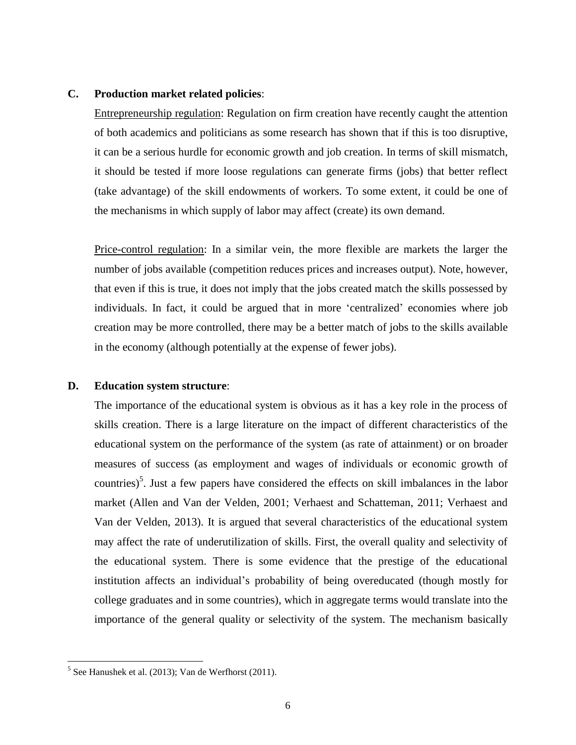**C. Production market related policies**:

Entrepreneurship regulation: Regulation on firm creation have recently caught the attention of both academics and politicians as some research has shown that if this is too disruptive, it can be a serious hurdle for economic growth and job creation. In terms of skill mismatch, it should be tested if more loose regulations can generate firms (jobs) that better reflect (take advantage) of the skill endowments of workers. To some extent, it could be one of the mechanisms in which supply of labor may affect (create) its own demand.

Price-control regulation: In a similar vein, the more flexible are markets the larger the number of jobs available (competition reduces prices and increases output). Note, however, that even if this is true, it does not imply that the jobs created match the skills possessed by individuals. In fact, it could be argued that in more 'centralized' economies where job creation may be more controlled, there may be a better match of jobs to the skills available in the economy (although potentially at the expense of fewer jobs).

**D. Education system structure**:

The importance of the educational system is obvious as it has a key role in the process of skills creation. There is a large literature on the impact of different characteristics of the educational system on the performance of the system (as rate of attainment) or on broader measures of success (as employment and wages of individuals or economic growth of countries)[5]. Just a few papers have considered the effects on skill imbalances in the labor market (Allen and Van der Velden, 2001; Verhaest and Schatteman, 2011; Verhaest and Van der Velden, 2013). It is argued that several characteristics of the educational system may affect the rate of underutilization of skills. First, the overall quality and selectivity of the educational system. There is some evidence that the prestige of the educational institution affects an individual's probability of being overeducated (though mostly for college graduates and in some countries), which in aggregate terms would translate into the importance of the general quality or selectivity of the system. The mechanism basically

[5] See Hanushek et al. (2013); Van de Werfhorst (2011).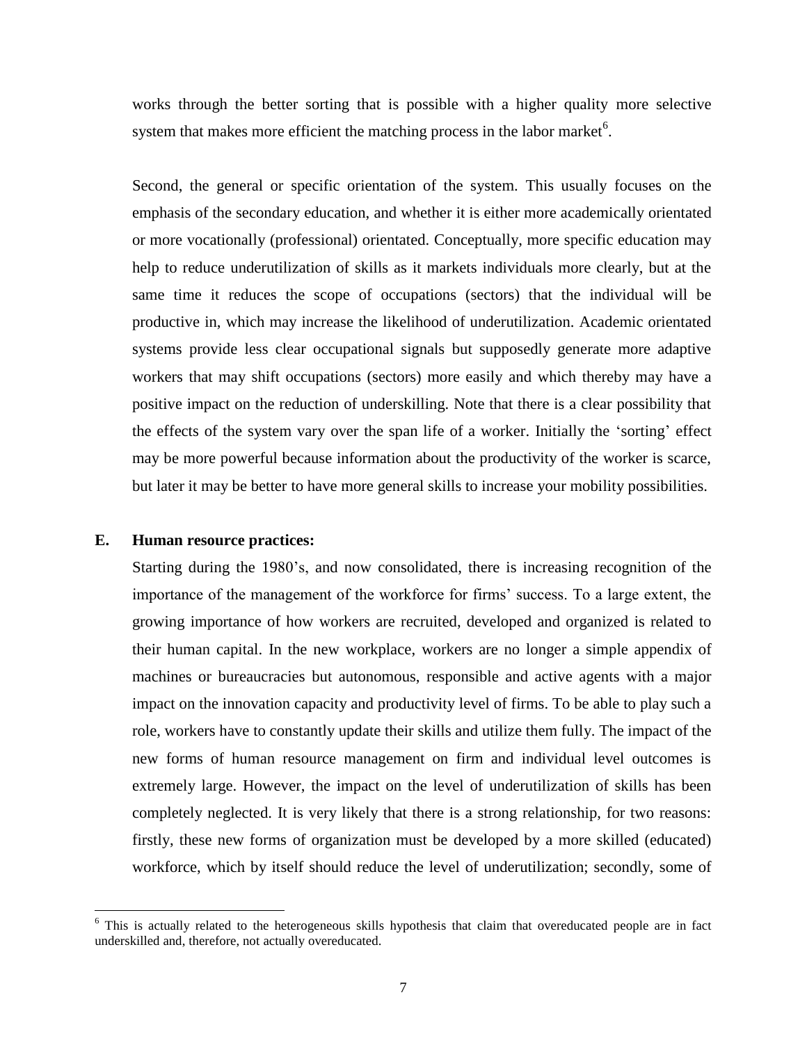works through the better sorting that is possible with a higher quality more selective system that makes more efficient the matching process in the labor market[6].

Second, the general or specific orientation of the system. This usually focuses on the emphasis of the secondary education, and whether it is either more academically orientated or more vocationally (professional) orientated. Conceptually, more specific education may help to reduce underutilization of skills as it markets individuals more clearly, but at the same time it reduces the scope of occupations (sectors) that the individual will be productive in, which may increase the likelihood of underutilization. Academic orientated systems provide less clear occupational signals but supposedly generate more adaptive workers that may shift occupations (sectors) more easily and which thereby may have a positive impact on the reduction of underskilling. Note that there is a clear possibility that the effects of the system vary over the span life of a worker. Initially the 'sorting' effect may be more powerful because information about the productivity of the worker is scarce, but later it may be better to have more general skills to increase your mobility possibilities.

## E. Human resource practices:

Starting during the 1980's, and now consolidated, there is increasing recognition of the importance of the management of the workforce for firms' success. To a large extent, the growing importance of how workers are recruited, developed and organized is related to their human capital. In the new workplace, workers are no longer a simple appendix of machines or bureaucracies but autonomous, responsible and active agents with a major impact on the innovation capacity and productivity level of firms. To be able to play such a role, workers have to constantly update their skills and utilize them fully. The impact of the new forms of human resource management on firm and individual level outcomes is extremely large. However, the impact on the level of underutilization of skills has been completely neglected. It is very likely that there is a strong relationship, for two reasons: firstly, these new forms of organization must be developed by a more skilled (educated) workforce, which by itself should reduce the level of underutilization; secondly, some of

[6] This is actually related to the heterogeneous skills hypothesis that claim that overeducated people are in fact underskilled and, therefore, not actually overeducated.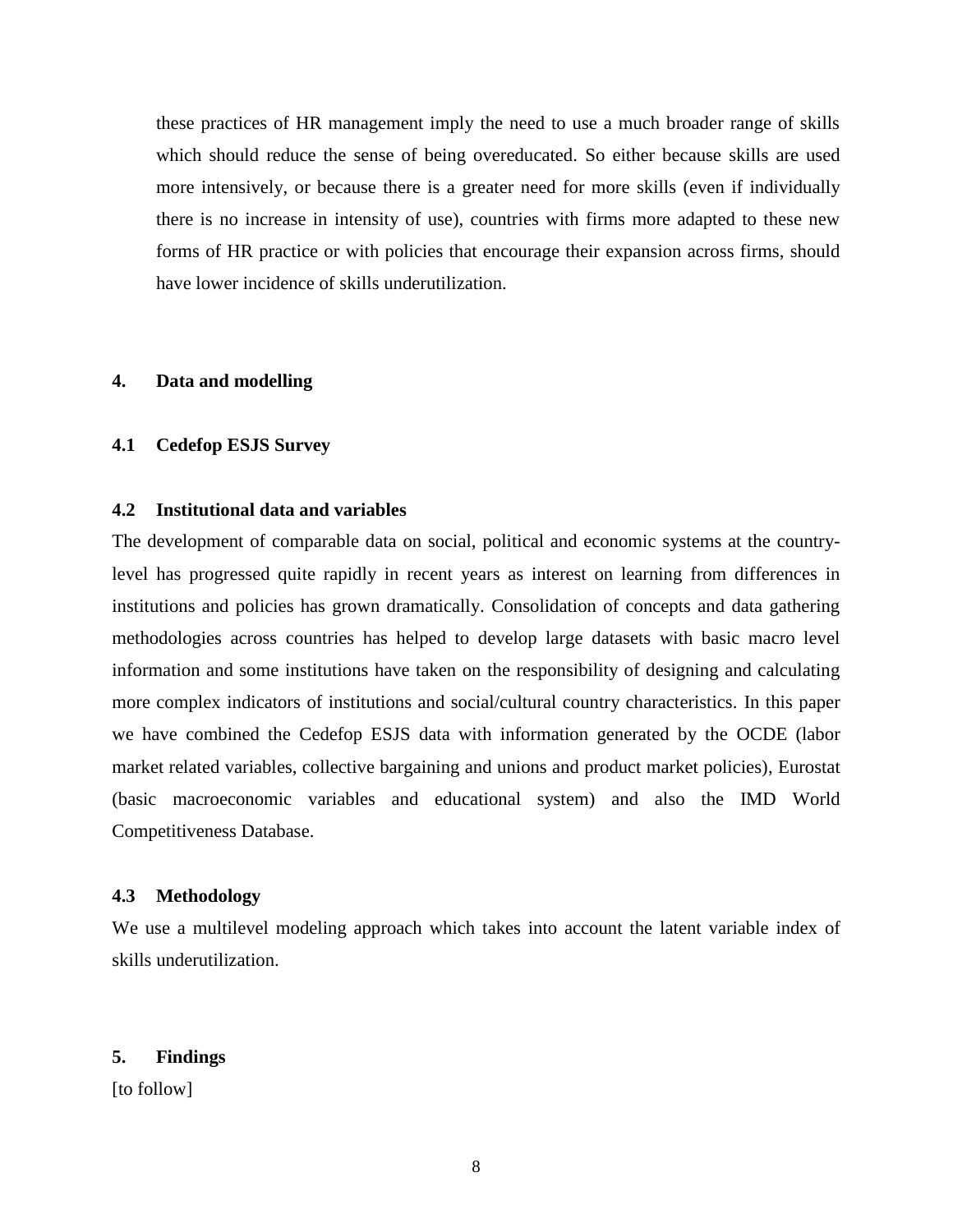these practices of HR management imply the need to use a much broader range of skills which should reduce the sense of being overeducated. So either because skills are used more intensively, or because there is a greater need for more skills (even if individually there is no increase in intensity of use), countries with firms more adapted to these new forms of HR practice or with policies that encourage their expansion across firms, should have lower incidence of skills underutilization.

## 4. Data and modelling

### 4.1 Cedefop ESJS Survey

### 4.2 Institutional data and variables

The development of comparable data on social, political and economic systems at the country-level has progressed quite rapidly in recent years as interest on learning from differences in institutions and policies has grown dramatically. Consolidation of concepts and data gathering methodologies across countries has helped to develop large datasets with basic macro level information and some institutions have taken on the responsibility of designing and calculating more complex indicators of institutions and social/cultural country characteristics. In this paper we have combined the Cedefop ESJS data with information generated by the OCDE (labor market related variables, collective bargaining and unions and product market policies), Eurostat (basic macroeconomic variables and educational system) and also the IMD World Competitiveness Database.

### 4.3 Methodology

We use a multilevel modeling approach which takes into account the latent variable index of skills underutilization.

## 5. Findings

[to follow]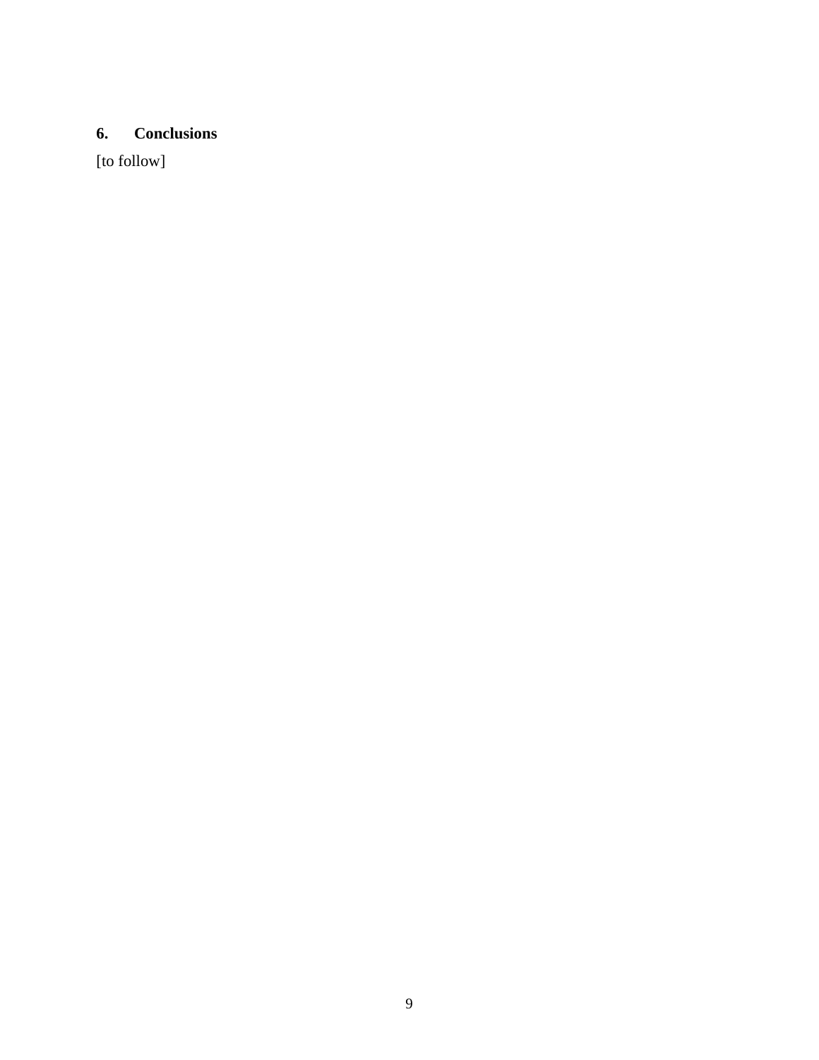## 6. Conclusions

[to follow]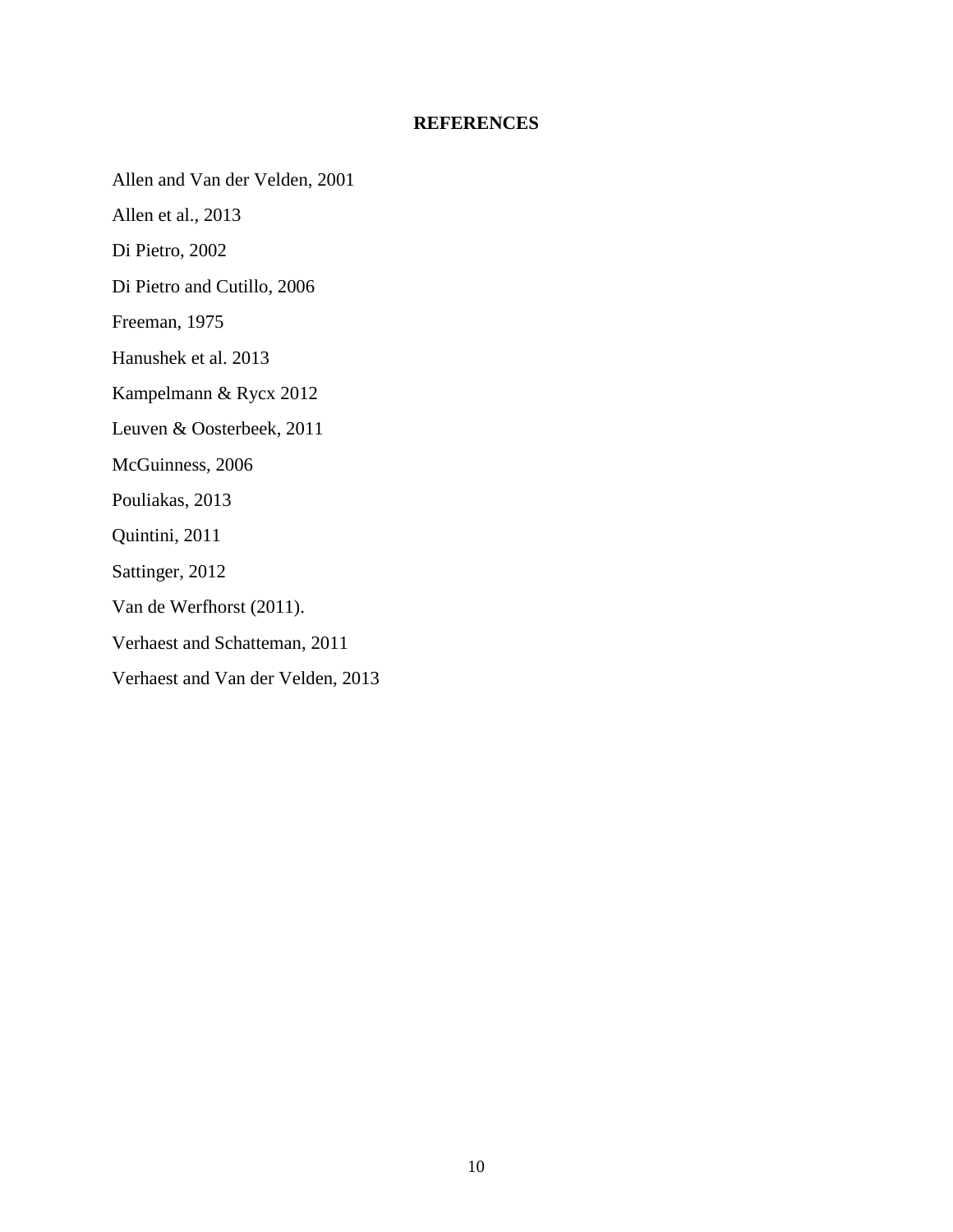# REFERENCES

Allen and Van der Velden, 2001

Allen et al., 2013

Di Pietro, 2002

Di Pietro and Cutillo, 2006

Freeman, 1975

Hanushek et al. 2013

Kampelmann & Rycx 2012

Leuven & Oosterbeek, 2011

McGuinness, 2006

Pouliakas, 2013

Quintini, 2011

Sattinger, 2012

Van de Werfhorst (2011).

Verhaest and Schatteman, 2011

Verhaest and Van der Velden, 2013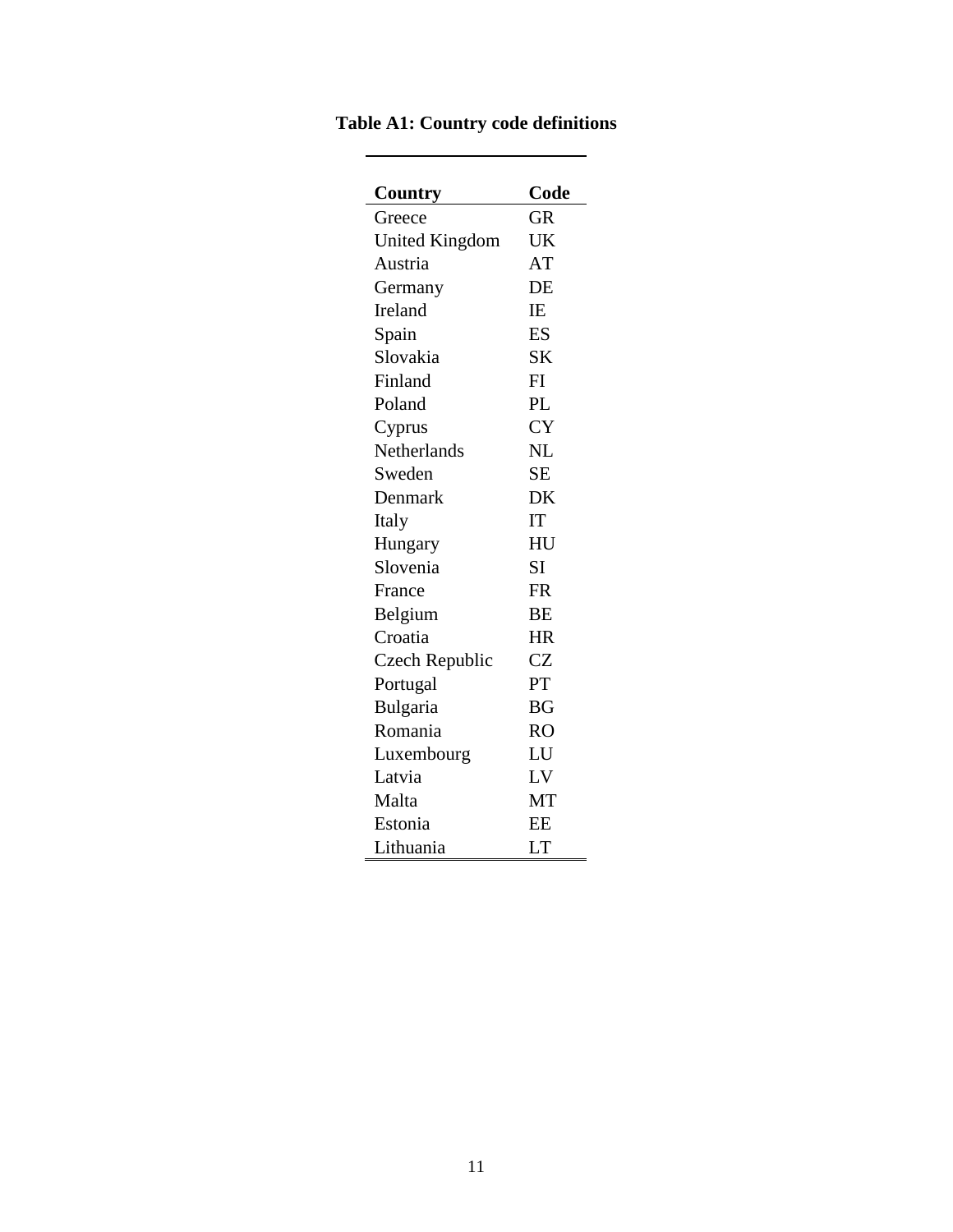**Table A1: Country code definitions**

| Country | Code |
|---|---|
| Greece | GR |
| United Kingdom | UK |
| Austria | AT |
| Germany | DE |
| Ireland | IE |
| Spain | ES |
| Slovakia | SK |
| Finland | FI |
| Poland | PL |
| Cyprus | CY |
| Netherlands | NL |
| Sweden | SE |
| Denmark | DK |
| Italy | IT |
| Hungary | HU |
| Slovenia | SI |
| France | FR |
| Belgium | BE |
| Croatia | HR |
| Czech Republic | CZ |
| Portugal | PT |
| Bulgaria | BG |
| Romania | RO |
| Luxembourg | LU |
| Latvia | LV |
| Malta | MT |
| Estonia | EE |
| Lithuania | LT |